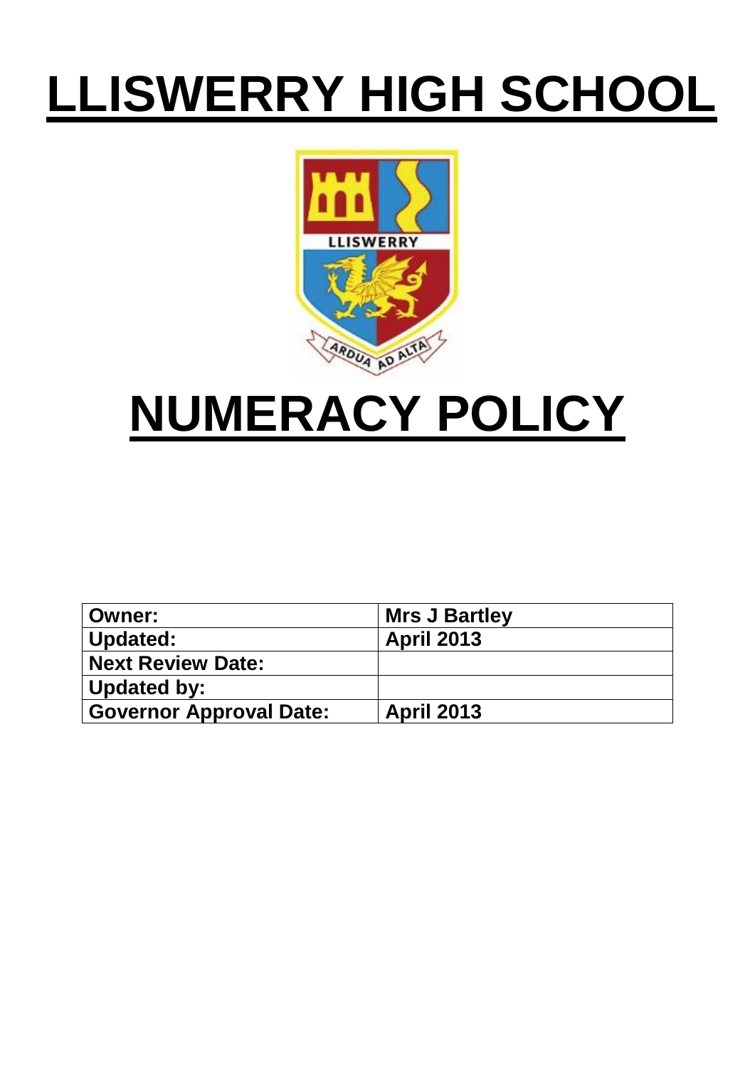# LLISWERRY HIGH SCHOOL

# NUMERACY POLICY

| Owner: | Mrs J Bartley |
|---|---|
| Updated: | April 2013 |
| Next Review Date: | |
| Updated by: | |
| Governor Approval Date: | April 2013 |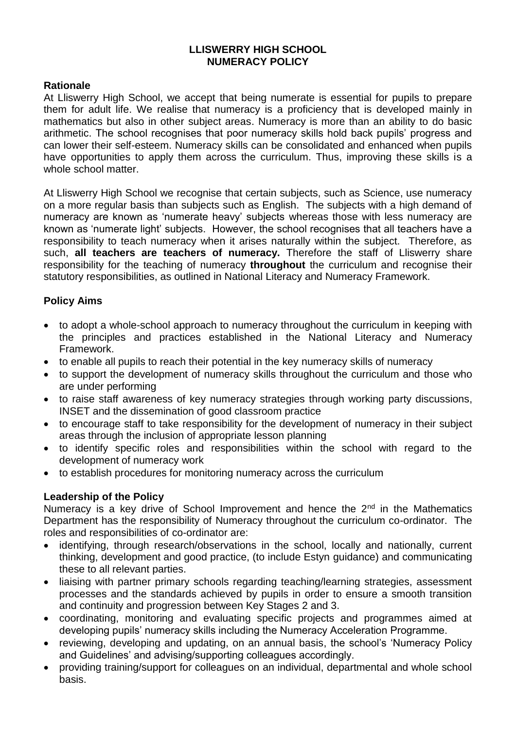**LLISWERRY HIGH SCHOOL**
**NUMERACY POLICY**

**Rationale**

At Lliswerry High School, we accept that being numerate is essential for pupils to prepare them for adult life. We realise that numeracy is a proficiency that is developed mainly in mathematics but also in other subject areas. Numeracy is more than an ability to do basic arithmetic. The school recognises that poor numeracy skills hold back pupils' progress and can lower their self-esteem. Numeracy skills can be consolidated and enhanced when pupils have opportunities to apply them across the curriculum. Thus, improving these skills is a whole school matter.

At Lliswerry High School we recognise that certain subjects, such as Science, use numeracy on a more regular basis than subjects such as English. The subjects with a high demand of numeracy are known as 'numerate heavy' subjects whereas those with less numeracy are known as 'numerate light' subjects. However, the school recognises that all teachers have a responsibility to teach numeracy when it arises naturally within the subject. Therefore, as such, **all teachers are teachers of numeracy.** Therefore the staff of Lliswerry share responsibility for the teaching of numeracy **throughout** the curriculum and recognise their statutory responsibilities, as outlined in National Literacy and Numeracy Framework.

**Policy Aims**

- to adopt a whole-school approach to numeracy throughout the curriculum in keeping with the principles and practices established in the National Literacy and Numeracy Framework.
- to enable all pupils to reach their potential in the key numeracy skills of numeracy
- to support the development of numeracy skills throughout the curriculum and those who are under performing
- to raise staff awareness of key numeracy strategies through working party discussions, INSET and the dissemination of good classroom practice
- to encourage staff to take responsibility for the development of numeracy in their subject areas through the inclusion of appropriate lesson planning
- to identify specific roles and responsibilities within the school with regard to the development of numeracy work
- to establish procedures for monitoring numeracy across the curriculum

**Leadership of the Policy**

Numeracy is a key drive of School Improvement and hence the 2nd in the Mathematics Department has the responsibility of Numeracy throughout the curriculum co-ordinator. The roles and responsibilities of co-ordinator are:

- identifying, through research/observations in the school, locally and nationally, current thinking, development and good practice, (to include Estyn guidance) and communicating these to all relevant parties.
- liaising with partner primary schools regarding teaching/learning strategies, assessment processes and the standards achieved by pupils in order to ensure a smooth transition and continuity and progression between Key Stages 2 and 3.
- coordinating, monitoring and evaluating specific projects and programmes aimed at developing pupils' numeracy skills including the Numeracy Acceleration Programme.
- reviewing, developing and updating, on an annual basis, the school's 'Numeracy Policy and Guidelines' and advising/supporting colleagues accordingly.
- providing training/support for colleagues on an individual, departmental and whole school basis.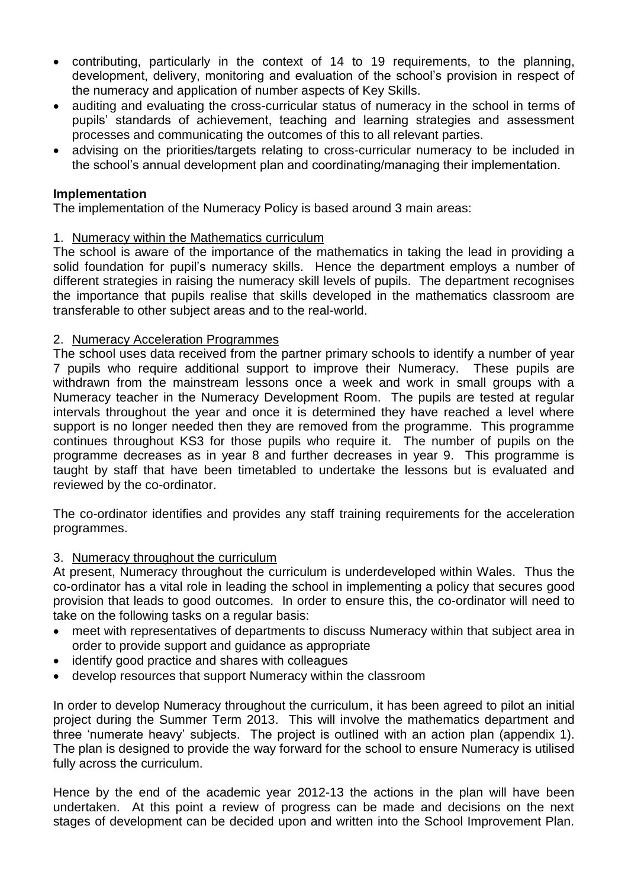- contributing, particularly in the context of 14 to 19 requirements, to the planning, development, delivery, monitoring and evaluation of the school's provision in respect of the numeracy and application of number aspects of Key Skills.
- auditing and evaluating the cross-curricular status of numeracy in the school in terms of pupils' standards of achievement, teaching and learning strategies and assessment processes and communicating the outcomes of this to all relevant parties.
- advising on the priorities/targets relating to cross-curricular numeracy to be included in the school's annual development plan and coordinating/managing their implementation.

**Implementation**

The implementation of the Numeracy Policy is based around 3 main areas:

1. <u>Numeracy within the Mathematics curriculum</u>

The school is aware of the importance of the mathematics in taking the lead in providing a solid foundation for pupil's numeracy skills. Hence the department employs a number of different strategies in raising the numeracy skill levels of pupils. The department recognises the importance that pupils realise that skills developed in the mathematics classroom are transferable to other subject areas and to the real-world.

2. <u>Numeracy Acceleration Programmes</u>

The school uses data received from the partner primary schools to identify a number of year 7 pupils who require additional support to improve their Numeracy. These pupils are withdrawn from the mainstream lessons once a week and work in small groups with a Numeracy teacher in the Numeracy Development Room. The pupils are tested at regular intervals throughout the year and once it is determined they have reached a level where support is no longer needed then they are removed from the programme. This programme continues throughout KS3 for those pupils who require it. The number of pupils on the programme decreases as in year 8 and further decreases in year 9. This programme is taught by staff that have been timetabled to undertake the lessons but is evaluated and reviewed by the co-ordinator.

The co-ordinator identifies and provides any staff training requirements for the acceleration programmes.

3. <u>Numeracy throughout the curriculum</u>

At present, Numeracy throughout the curriculum is underdeveloped within Wales. Thus the co-ordinator has a vital role in leading the school in implementing a policy that secures good provision that leads to good outcomes. In order to ensure this, the co-ordinator will need to take on the following tasks on a regular basis:

- meet with representatives of departments to discuss Numeracy within that subject area in order to provide support and guidance as appropriate
- identify good practice and shares with colleagues
- develop resources that support Numeracy within the classroom

In order to develop Numeracy throughout the curriculum, it has been agreed to pilot an initial project during the Summer Term 2013. This will involve the mathematics department and three 'numerate heavy' subjects. The project is outlined with an action plan (appendix 1). The plan is designed to provide the way forward for the school to ensure Numeracy is utilised fully across the curriculum.

Hence by the end of the academic year 2012-13 the actions in the plan will have been undertaken. At this point a review of progress can be made and decisions on the next stages of development can be decided upon and written into the School Improvement Plan.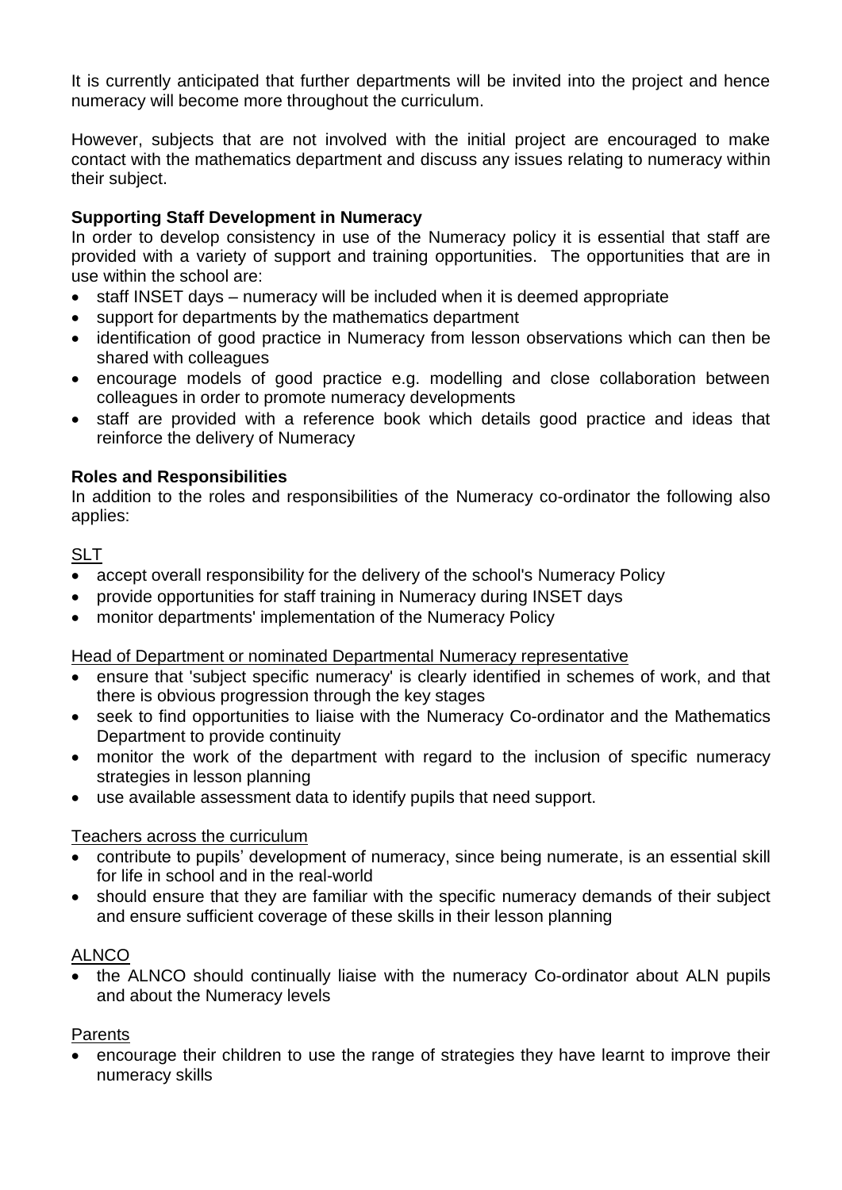It is currently anticipated that further departments will be invited into the project and hence numeracy will become more throughout the curriculum.

However, subjects that are not involved with the initial project are encouraged to make contact with the mathematics department and discuss any issues relating to numeracy within their subject.

**Supporting Staff Development in Numeracy**

In order to develop consistency in use of the Numeracy policy it is essential that staff are provided with a variety of support and training opportunities. The opportunities that are in use within the school are:

- staff INSET days – numeracy will be included when it is deemed appropriate
- support for departments by the mathematics department
- identification of good practice in Numeracy from lesson observations which can then be shared with colleagues
- encourage models of good practice e.g. modelling and close collaboration between colleagues in order to promote numeracy developments
- staff are provided with a reference book which details good practice and ideas that reinforce the delivery of Numeracy

**Roles and Responsibilities**

In addition to the roles and responsibilities of the Numeracy co-ordinator the following also applies:

<u>SLT</u>

- accept overall responsibility for the delivery of the school's Numeracy Policy
- provide opportunities for staff training in Numeracy during INSET days
- monitor departments' implementation of the Numeracy Policy

<u>Head of Department or nominated Departmental Numeracy representative</u>

- ensure that 'subject specific numeracy' is clearly identified in schemes of work, and that there is obvious progression through the key stages
- seek to find opportunities to liaise with the Numeracy Co-ordinator and the Mathematics Department to provide continuity
- monitor the work of the department with regard to the inclusion of specific numeracy strategies in lesson planning
- use available assessment data to identify pupils that need support.

<u>Teachers across the curriculum</u>

- contribute to pupils' development of numeracy, since being numerate, is an essential skill for life in school and in the real-world
- should ensure that they are familiar with the specific numeracy demands of their subject and ensure sufficient coverage of these skills in their lesson planning

<u>ALNCO</u>

- the ALNCO should continually liaise with the numeracy Co-ordinator about ALN pupils and about the Numeracy levels

<u>Parents</u>

- encourage their children to use the range of strategies they have learnt to improve their numeracy skills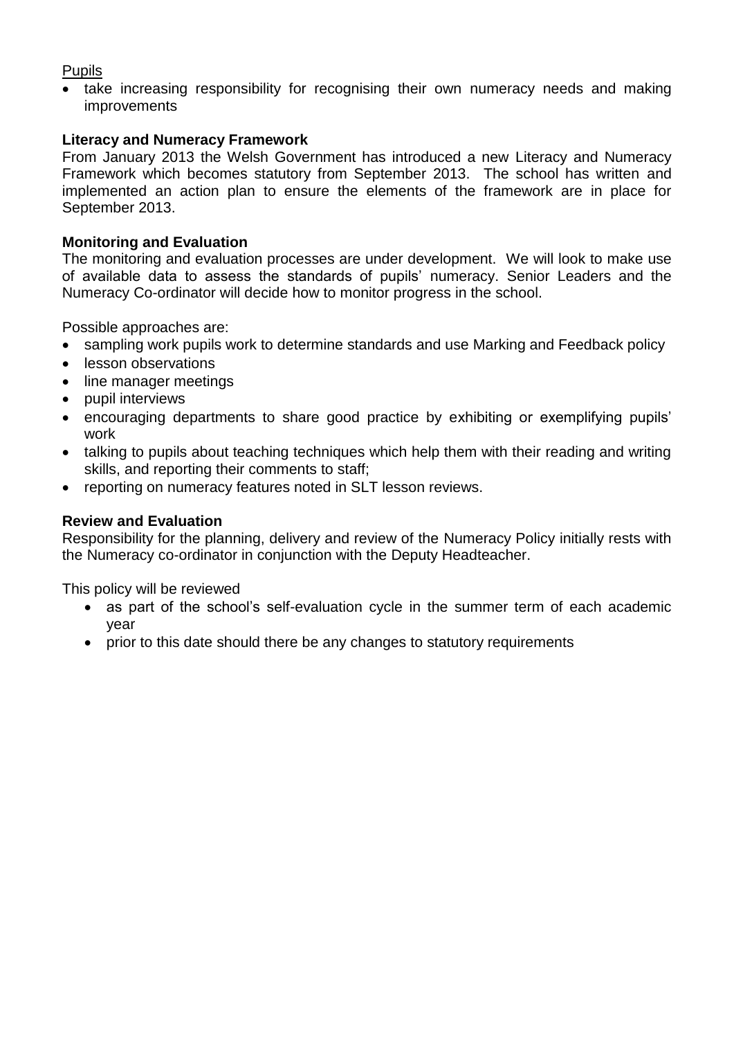Pupils

- take increasing responsibility for recognising their own numeracy needs and making improvements

**Literacy and Numeracy Framework**

From January 2013 the Welsh Government has introduced a new Literacy and Numeracy Framework which becomes statutory from September 2013. The school has written and implemented an action plan to ensure the elements of the framework are in place for September 2013.

**Monitoring and Evaluation**

The monitoring and evaluation processes are under development. We will look to make use of available data to assess the standards of pupils' numeracy. Senior Leaders and the Numeracy Co-ordinator will decide how to monitor progress in the school.

Possible approaches are:

- sampling work pupils work to determine standards and use Marking and Feedback policy
- lesson observations
- line manager meetings
- pupil interviews
- encouraging departments to share good practice by exhibiting or exemplifying pupils' work
- talking to pupils about teaching techniques which help them with their reading and writing skills, and reporting their comments to staff;
- reporting on numeracy features noted in SLT lesson reviews.

**Review and Evaluation**

Responsibility for the planning, delivery and review of the Numeracy Policy initially rests with the Numeracy co-ordinator in conjunction with the Deputy Headteacher.

This policy will be reviewed

- as part of the school's self-evaluation cycle in the summer term of each academic year
- prior to this date should there be any changes to statutory requirements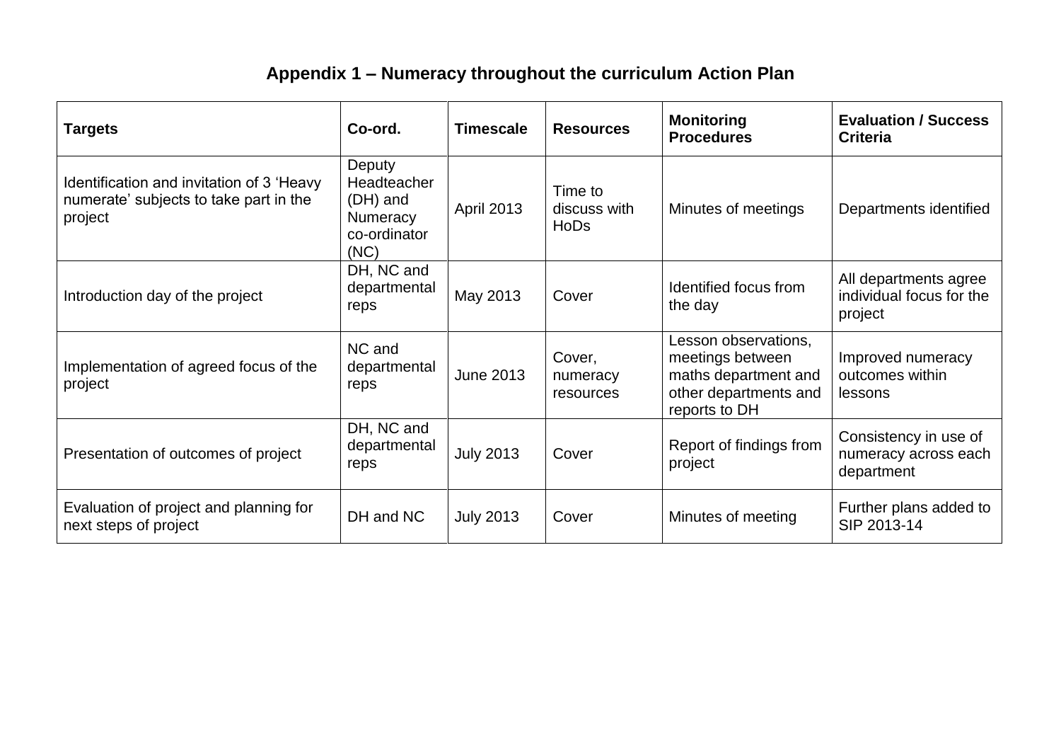# Appendix 1 – Numeracy throughout the curriculum Action Plan

| Targets | Co-ord. | Timescale | Resources | Monitoring Procedures | Evaluation / Success Criteria |
| --- | --- | --- | --- | --- | --- |
| Identification and invitation of 3 'Heavy numerate' subjects to take part in the project | Deputy Headteacher (DH) and Numeracy co-ordinator (NC) | April 2013 | Time to discuss with HoDs | Minutes of meetings | Departments identified |
| Introduction day of the project | DH, NC and departmental reps | May 2013 | Cover | Identified focus from the day | All departments agree individual focus for the project |
| Implementation of agreed focus of the project | NC and departmental reps | June 2013 | Cover, numeracy resources | Lesson observations, meetings between maths department and other departments and reports to DH | Improved numeracy outcomes within lessons |
| Presentation of outcomes of project | DH, NC and departmental reps | July 2013 | Cover | Report of findings from project | Consistency in use of numeracy across each department |
| Evaluation of project and planning for next steps of project | DH and NC | July 2013 | Cover | Minutes of meeting | Further plans added to SIP 2013-14 |